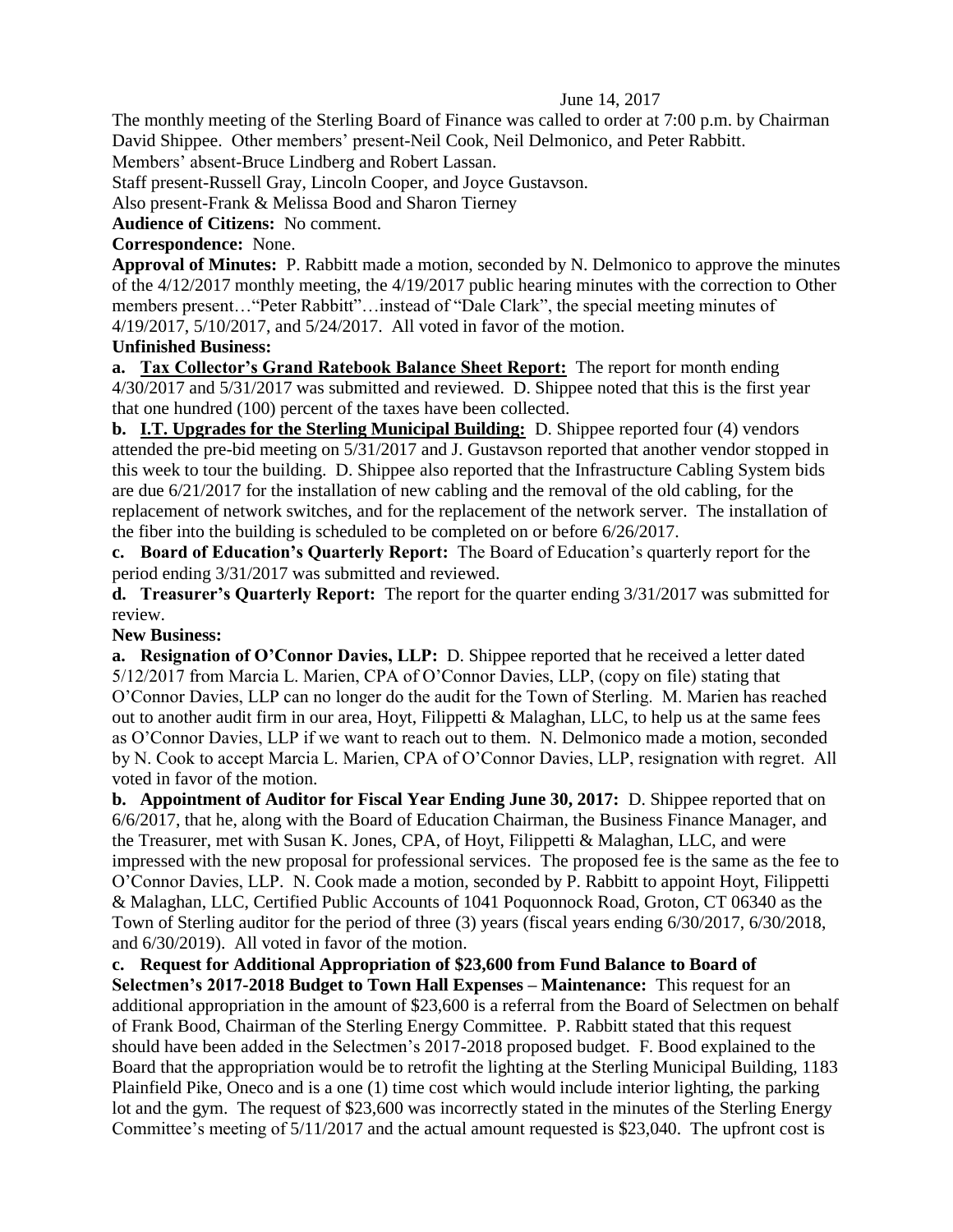June 14, 2017

The monthly meeting of the Sterling Board of Finance was called to order at 7:00 p.m. by Chairman David Shippee. Other members' present-Neil Cook, Neil Delmonico, and Peter Rabbitt.

Members' absent-Bruce Lindberg and Robert Lassan.

Staff present-Russell Gray, Lincoln Cooper, and Joyce Gustavson.

Also present-Frank & Melissa Bood and Sharon Tierney

**Audience of Citizens:** No comment.

**Correspondence:** None.

**Approval of Minutes:** P. Rabbitt made a motion, seconded by N. Delmonico to approve the minutes of the 4/12/2017 monthly meeting, the 4/19/2017 public hearing minutes with the correction to Other members present…"Peter Rabbitt"…instead of "Dale Clark", the special meeting minutes of 4/19/2017, 5/10/2017, and 5/24/2017. All voted in favor of the motion.

**Unfinished Business:**

**a. Tax Collector's Grand Ratebook Balance Sheet Report:** The report for month ending 4/30/2017 and 5/31/2017 was submitted and reviewed. D. Shippee noted that this is the first year that one hundred (100) percent of the taxes have been collected.

**b. I.T. Upgrades for the Sterling Municipal Building:** D. Shippee reported four (4) vendors attended the pre-bid meeting on 5/31/2017 and J. Gustavson reported that another vendor stopped in this week to tour the building. D. Shippee also reported that the Infrastructure Cabling System bids are due 6/21/2017 for the installation of new cabling and the removal of the old cabling, for the replacement of network switches, and for the replacement of the network server. The installation of the fiber into the building is scheduled to be completed on or before 6/26/2017.

**c. Board of Education's Quarterly Report:** The Board of Education's quarterly report for the period ending 3/31/2017 was submitted and reviewed.

**d. Treasurer's Quarterly Report:** The report for the quarter ending 3/31/2017 was submitted for review.

**New Business:**

**a. Resignation of O'Connor Davies, LLP:** D. Shippee reported that he received a letter dated 5/12/2017 from Marcia L. Marien, CPA of O'Connor Davies, LLP, (copy on file) stating that O'Connor Davies, LLP can no longer do the audit for the Town of Sterling. M. Marien has reached out to another audit firm in our area, Hoyt, Filippetti & Malaghan, LLC, to help us at the same fees as O'Connor Davies, LLP if we want to reach out to them. N. Delmonico made a motion, seconded by N. Cook to accept Marcia L. Marien, CPA of O'Connor Davies, LLP, resignation with regret. All voted in favor of the motion.

**b. Appointment of Auditor for Fiscal Year Ending June 30, 2017:** D. Shippee reported that on 6/6/2017, that he, along with the Board of Education Chairman, the Business Finance Manager, and the Treasurer, met with Susan K. Jones, CPA, of Hoyt, Filippetti & Malaghan, LLC, and were impressed with the new proposal for professional services. The proposed fee is the same as the fee to O'Connor Davies, LLP. N. Cook made a motion, seconded by P. Rabbitt to appoint Hoyt, Filippetti & Malaghan, LLC, Certified Public Accounts of 1041 Poquonnock Road, Groton, CT 06340 as the Town of Sterling auditor for the period of three (3) years (fiscal years ending 6/30/2017, 6/30/2018, and 6/30/2019). All voted in favor of the motion.

**c. Request for Additional Appropriation of $23,600 from Fund Balance to Board of Selectmen's 2017-2018 Budget to Town Hall Expenses – Maintenance:** This request for an additional appropriation in the amount of $23,600 is a referral from the Board of Selectmen on behalf of Frank Bood, Chairman of the Sterling Energy Committee. P. Rabbitt stated that this request should have been added in the Selectmen's 2017-2018 proposed budget. F. Bood explained to the Board that the appropriation would be to retrofit the lighting at the Sterling Municipal Building, 1183 Plainfield Pike, Oneco and is a one (1) time cost which would include interior lighting, the parking lot and the gym. The request of $23,600 was incorrectly stated in the minutes of the Sterling Energy Committee's meeting of 5/11/2017 and the actual amount requested is $23,040. The upfront cost is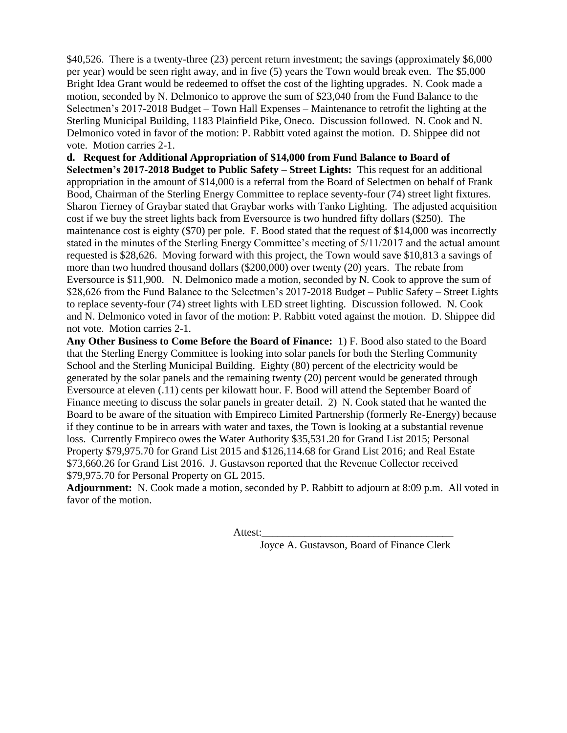$40,526. There is a twenty-three (23) percent return investment; the savings (approximately $6,000 per year) would be seen right away, and in five (5) years the Town would break even. The $5,000 Bright Idea Grant would be redeemed to offset the cost of the lighting upgrades. N. Cook made a motion, seconded by N. Delmonico to approve the sum of $23,040 from the Fund Balance to the Selectmen's 2017-2018 Budget – Town Hall Expenses – Maintenance to retrofit the lighting at the Sterling Municipal Building, 1183 Plainfield Pike, Oneco. Discussion followed. N. Cook and N. Delmonico voted in favor of the motion: P. Rabbitt voted against the motion. D. Shippee did not vote. Motion carries 2-1.

**d. Request for Additional Appropriation of $14,000 from Fund Balance to Board of Selectmen's 2017-2018 Budget to Public Safety – Street Lights:** This request for an additional appropriation in the amount of $14,000 is a referral from the Board of Selectmen on behalf of Frank Bood, Chairman of the Sterling Energy Committee to replace seventy-four (74) street light fixtures. Sharon Tierney of Graybar stated that Graybar works with Tanko Lighting. The adjusted acquisition cost if we buy the street lights back from Eversource is two hundred fifty dollars ($250). The maintenance cost is eighty ($70) per pole. F. Bood stated that the request of $14,000 was incorrectly stated in the minutes of the Sterling Energy Committee's meeting of 5/11/2017 and the actual amount requested is $28,626. Moving forward with this project, the Town would save $10,813 a savings of more than two hundred thousand dollars ($200,000) over twenty (20) years. The rebate from Eversource is $11,900. N. Delmonico made a motion, seconded by N. Cook to approve the sum of $28,626 from the Fund Balance to the Selectmen's 2017-2018 Budget – Public Safety – Street Lights to replace seventy-four (74) street lights with LED street lighting. Discussion followed. N. Cook and N. Delmonico voted in favor of the motion: P. Rabbitt voted against the motion. D. Shippee did not vote. Motion carries 2-1.

**Any Other Business to Come Before the Board of Finance:** 1) F. Bood also stated to the Board that the Sterling Energy Committee is looking into solar panels for both the Sterling Community School and the Sterling Municipal Building. Eighty (80) percent of the electricity would be generated by the solar panels and the remaining twenty (20) percent would be generated through Eversource at eleven (.11) cents per kilowatt hour. F. Bood will attend the September Board of Finance meeting to discuss the solar panels in greater detail. 2) N. Cook stated that he wanted the Board to be aware of the situation with Empireco Limited Partnership (formerly Re-Energy) because if they continue to be in arrears with water and taxes, the Town is looking at a substantial revenue loss. Currently Empireco owes the Water Authority $35,531.20 for Grand List 2015; Personal Property $79,975.70 for Grand List 2015 and $126,114.68 for Grand List 2016; and Real Estate $73,660.26 for Grand List 2016. J. Gustavson reported that the Revenue Collector received $79,975.70 for Personal Property on GL 2015.

**Adjournment:** N. Cook made a motion, seconded by P. Rabbitt to adjourn at 8:09 p.m. All voted in favor of the motion.

Attest:___________________________________

Joyce A. Gustavson, Board of Finance Clerk